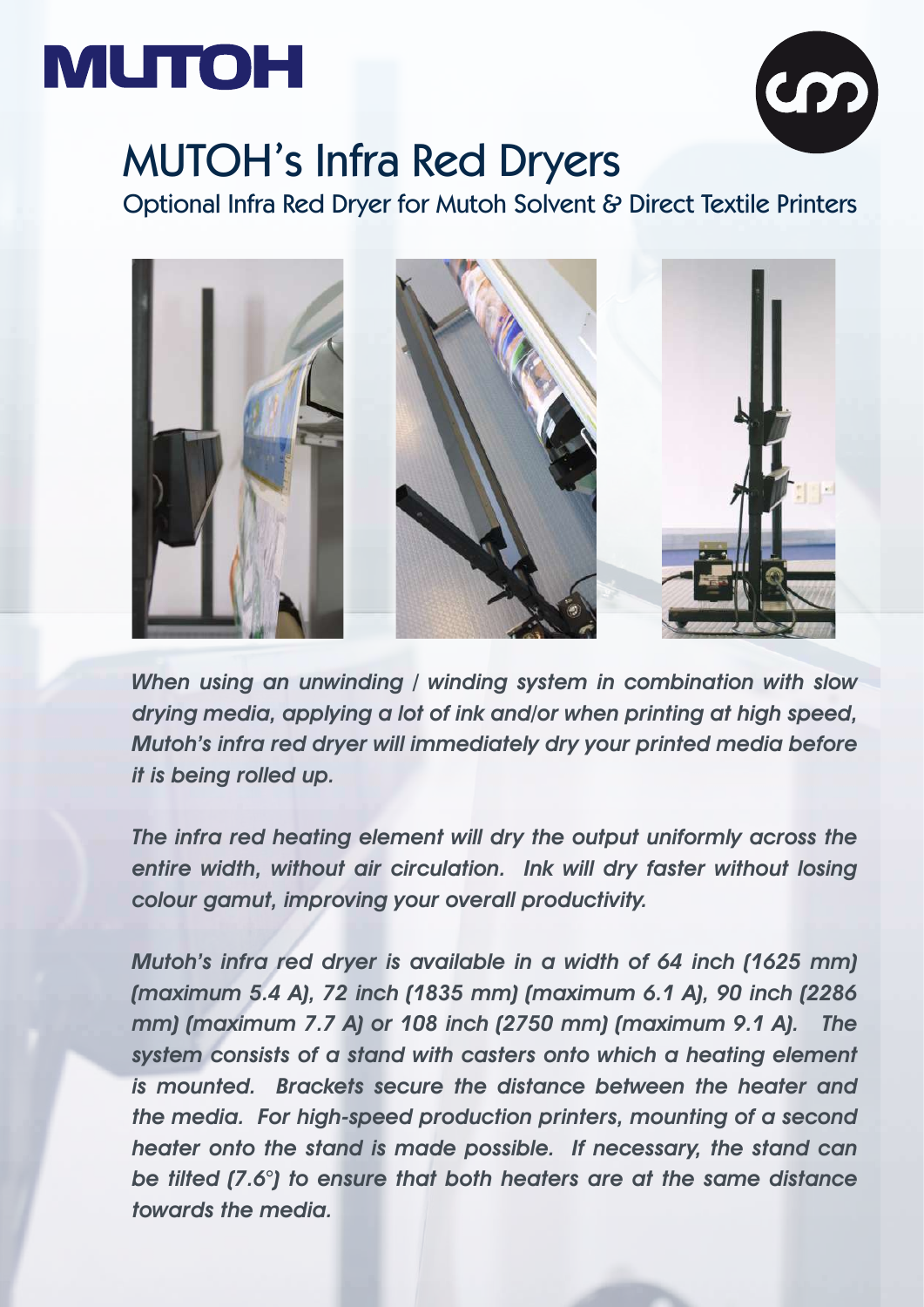MUTOH

# MUTOH's Infra Red Dryers

## Optional Infra Red Dryer for Mutoh Solvent & Direct Textile Printers

*When using an unwinding / winding system in combination with slow drying media, applying a lot of ink and/or when printing at high speed, Mutoh's infra red dryer will immediately dry your printed media before it is being rolled up.*

*The infra red heating element will dry the output uniformly across the entire width, without air circulation. Ink will dry faster without losing colour gamut, improving your overall productivity.*

*Mutoh's infra red dryer is available in a width of 64 inch (1625 mm) (maximum 5.4 A), 72 inch (1835 mm) (maximum 6.1 A), 90 inch (2286 mm) (maximum 7.7 A) or 108 inch (2750 mm) (maximum 9.1 A). The system consists of a stand with casters onto which a heating element is mounted. Brackets secure the distance between the heater and the media. For high-speed production printers, mounting of a second heater onto the stand is made possible. If necessary, the stand can be tilted (7.6°) to ensure that both heaters are at the same distance towards the media.*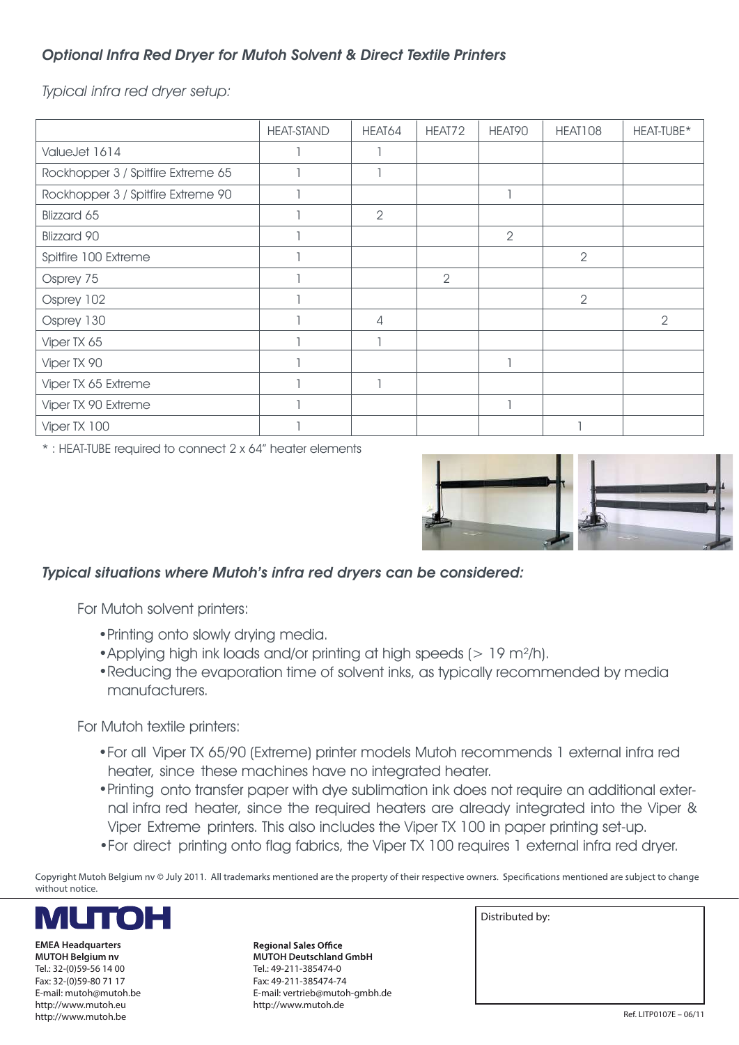## *Optional Infra Red Dryer for Mutoh Solvent & Direct Textile Printers*

*Typical infra red dryer setup:*

| | HEAT-STAND | HEAT64 | HEAT72 | HEAT90 | HEAT108 | HEAT-TUBE* |
|---|---|---|---|---|---|---|
| ValueJet 1614 | 1 | 1 | | | | |
| Rockhopper 3 / Spitfire Extreme 65 | 1 | 1 | | | | |
| Rockhopper 3 / Spitfire Extreme 90 | 1 | | | 1 | | |
| Blizzard 65 | 1 | 2 | | | | |
| Blizzard 90 | 1 | | | 2 | | |
| Spitfire 100 Extreme | 1 | | | | 2 | |
| Osprey 75 | 1 | | 2 | | | |
| Osprey 102 | 1 | | | | 2 | |
| Osprey 130 | 1 | 4 | | | | 2 |
| Viper TX 65 | 1 | 1 | | | | |
| Viper TX 90 | 1 | | | 1 | | |
| Viper TX 65 Extreme | 1 | 1 | | | | |
| Viper TX 90 Extreme | 1 | | | 1 | | |
| Viper TX 100 | 1 | | | | 1 | |

\* : HEAT-TUBE required to connect 2 x 64" heater elements

### *Typical situations where Mutoh's infra red dryers can be considered:*

For Mutoh solvent printers:

- Printing onto slowly drying media.
- Applying high ink loads and/or printing at high speeds (> 19 $m^2$/h).
- Reducing the evaporation time of solvent inks, as typically recommended by media manufacturers.

For Mutoh textile printers:

- For all Viper TX 65/90 (Extreme) printer models Mutoh recommends 1 external infra red heater, since these machines have no integrated heater.
- Printing onto transfer paper with dye sublimation ink does not require an additional external infra red heater, since the required heaters are already integrated into the Viper & Viper Extreme printers. This also includes the Viper TX 100 in paper printing set-up.
- For direct printing onto flag fabrics, the Viper TX 100 requires 1 external infra red dryer.

Copyright Mutoh Belgium nv © July 2011. All trademarks mentioned are the property of their respective owners. Specifications mentioned are subject to change without notice.

**MUTOH**

**EMEA Headquarters**
**MUTOH Belgium nv**
Tel.: 32-(0)59-56 14 00
Fax: 32-(0)59-80 71 17
E-mail: mutoh@mutoh.be
http://www.mutoh.eu
http://www.mutoh.be

**Regional Sales Office**
**MUTOH Deutschland GmbH**
Tel.: 49-211-385474-0
Fax: 49-211-385474-74
E-mail: vertrieb@mutoh-gmbh.de
http://www.mutoh.de

Distributed by:

Ref. LITP0107E – 06/11